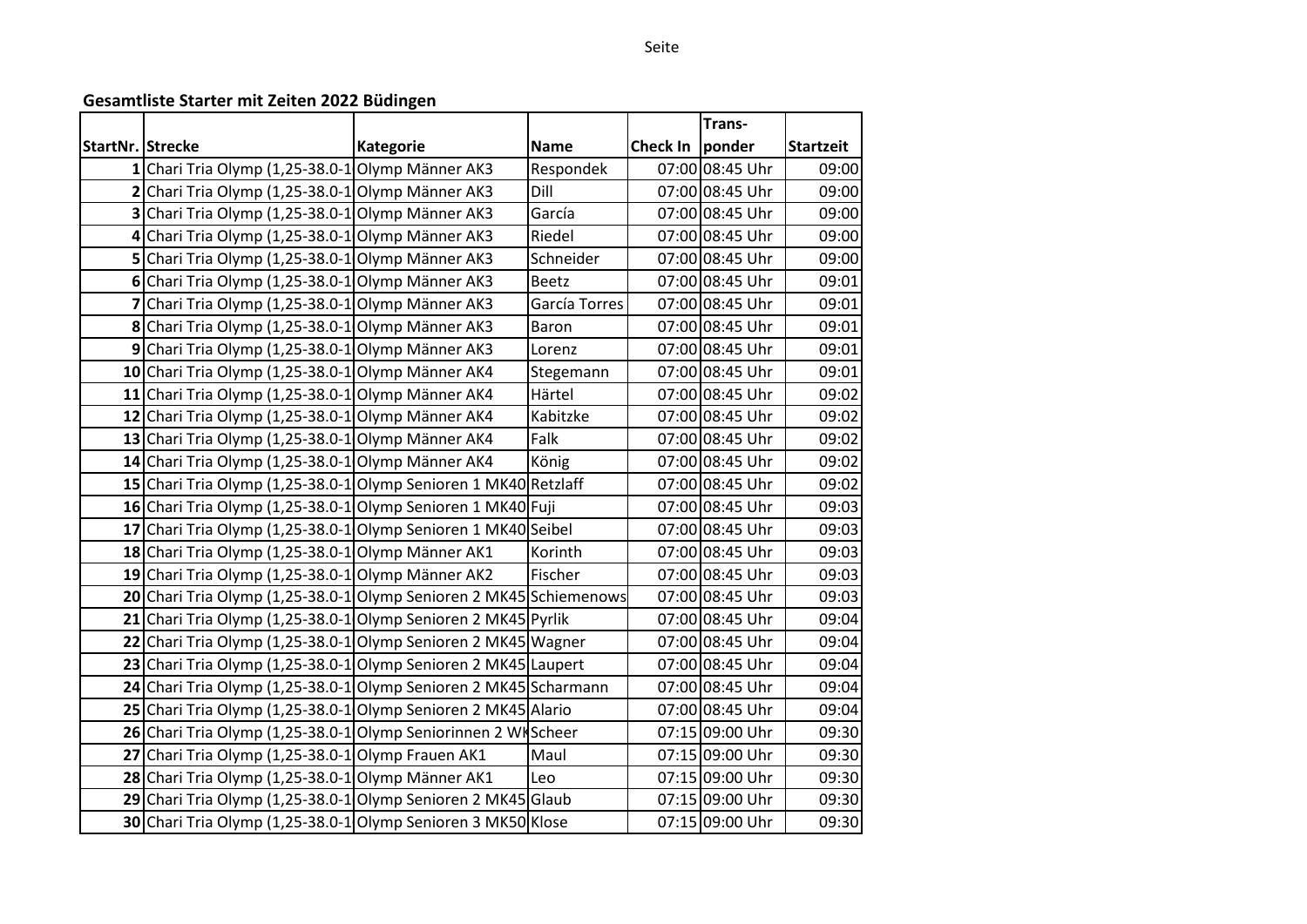**Gesamtliste Starter mit Zeiten 2022 Büdingen**

| StartNr. | Strecke | Kategorie | Name | Check In | Trans-ponder | Startzeit |
|---|---|---|---|---|---|---|
| 1 | Chari Tria Olymp (1,25-38.0-1 | Olymp Männer AK3 | Respondek | 07:00 | 08:45 Uhr | 09:00 |
| 2 | Chari Tria Olymp (1,25-38.0-1 | Olymp Männer AK3 | Dill | 07:00 | 08:45 Uhr | 09:00 |
| 3 | Chari Tria Olymp (1,25-38.0-1 | Olymp Männer AK3 | García | 07:00 | 08:45 Uhr | 09:00 |
| 4 | Chari Tria Olymp (1,25-38.0-1 | Olymp Männer AK3 | Riedel | 07:00 | 08:45 Uhr | 09:00 |
| 5 | Chari Tria Olymp (1,25-38.0-1 | Olymp Männer AK3 | Schneider | 07:00 | 08:45 Uhr | 09:00 |
| 6 | Chari Tria Olymp (1,25-38.0-1 | Olymp Männer AK3 | Beetz | 07:00 | 08:45 Uhr | 09:01 |
| 7 | Chari Tria Olymp (1,25-38.0-1 | Olymp Männer AK3 | García Torres | 07:00 | 08:45 Uhr | 09:01 |
| 8 | Chari Tria Olymp (1,25-38.0-1 | Olymp Männer AK3 | Baron | 07:00 | 08:45 Uhr | 09:01 |
| 9 | Chari Tria Olymp (1,25-38.0-1 | Olymp Männer AK3 | Lorenz | 07:00 | 08:45 Uhr | 09:01 |
| 10 | Chari Tria Olymp (1,25-38.0-1 | Olymp Männer AK4 | Stegemann | 07:00 | 08:45 Uhr | 09:01 |
| 11 | Chari Tria Olymp (1,25-38.0-1 | Olymp Männer AK4 | Härtel | 07:00 | 08:45 Uhr | 09:02 |
| 12 | Chari Tria Olymp (1,25-38.0-1 | Olymp Männer AK4 | Kabitzke | 07:00 | 08:45 Uhr | 09:02 |
| 13 | Chari Tria Olymp (1,25-38.0-1 | Olymp Männer AK4 | Falk | 07:00 | 08:45 Uhr | 09:02 |
| 14 | Chari Tria Olymp (1,25-38.0-1 | Olymp Männer AK4 | König | 07:00 | 08:45 Uhr | 09:02 |
| 15 | Chari Tria Olymp (1,25-38.0-1 | Olymp Senioren 1 MK40 | Retzlaff | 07:00 | 08:45 Uhr | 09:02 |
| 16 | Chari Tria Olymp (1,25-38.0-1 | Olymp Senioren 1 MK40 | Fuji | 07:00 | 08:45 Uhr | 09:03 |
| 17 | Chari Tria Olymp (1,25-38.0-1 | Olymp Senioren 1 MK40 | Seibel | 07:00 | 08:45 Uhr | 09:03 |
| 18 | Chari Tria Olymp (1,25-38.0-1 | Olymp Männer AK1 | Korinth | 07:00 | 08:45 Uhr | 09:03 |
| 19 | Chari Tria Olymp (1,25-38.0-1 | Olymp Männer AK2 | Fischer | 07:00 | 08:45 Uhr | 09:03 |
| 20 | Chari Tria Olymp (1,25-38.0-1 | Olymp Senioren 2 MK45 | Schiemenows | 07:00 | 08:45 Uhr | 09:03 |
| 21 | Chari Tria Olymp (1,25-38.0-1 | Olymp Senioren 2 MK45 | Pyrlik | 07:00 | 08:45 Uhr | 09:04 |
| 22 | Chari Tria Olymp (1,25-38.0-1 | Olymp Senioren 2 MK45 | Wagner | 07:00 | 08:45 Uhr | 09:04 |
| 23 | Chari Tria Olymp (1,25-38.0-1 | Olymp Senioren 2 MK45 | Laupert | 07:00 | 08:45 Uhr | 09:04 |
| 24 | Chari Tria Olymp (1,25-38.0-1 | Olymp Senioren 2 MK45 | Scharmann | 07:00 | 08:45 Uhr | 09:04 |
| 25 | Chari Tria Olymp (1,25-38.0-1 | Olymp Senioren 2 MK45 | Alario | 07:00 | 08:45 Uhr | 09:04 |
| 26 | Chari Tria Olymp (1,25-38.0-1 | Olymp Seniorinnen 2 WK | Scheer | 07:15 | 09:00 Uhr | 09:30 |
| 27 | Chari Tria Olymp (1,25-38.0-1 | Olymp Frauen AK1 | Maul | 07:15 | 09:00 Uhr | 09:30 |
| 28 | Chari Tria Olymp (1,25-38.0-1 | Olymp Männer AK1 | Leo | 07:15 | 09:00 Uhr | 09:30 |
| 29 | Chari Tria Olymp (1,25-38.0-1 | Olymp Senioren 2 MK45 | Glaub | 07:15 | 09:00 Uhr | 09:30 |
| 30 | Chari Tria Olymp (1,25-38.0-1 | Olymp Senioren 3 MK50 | Klose | 07:15 | 09:00 Uhr | 09:30 |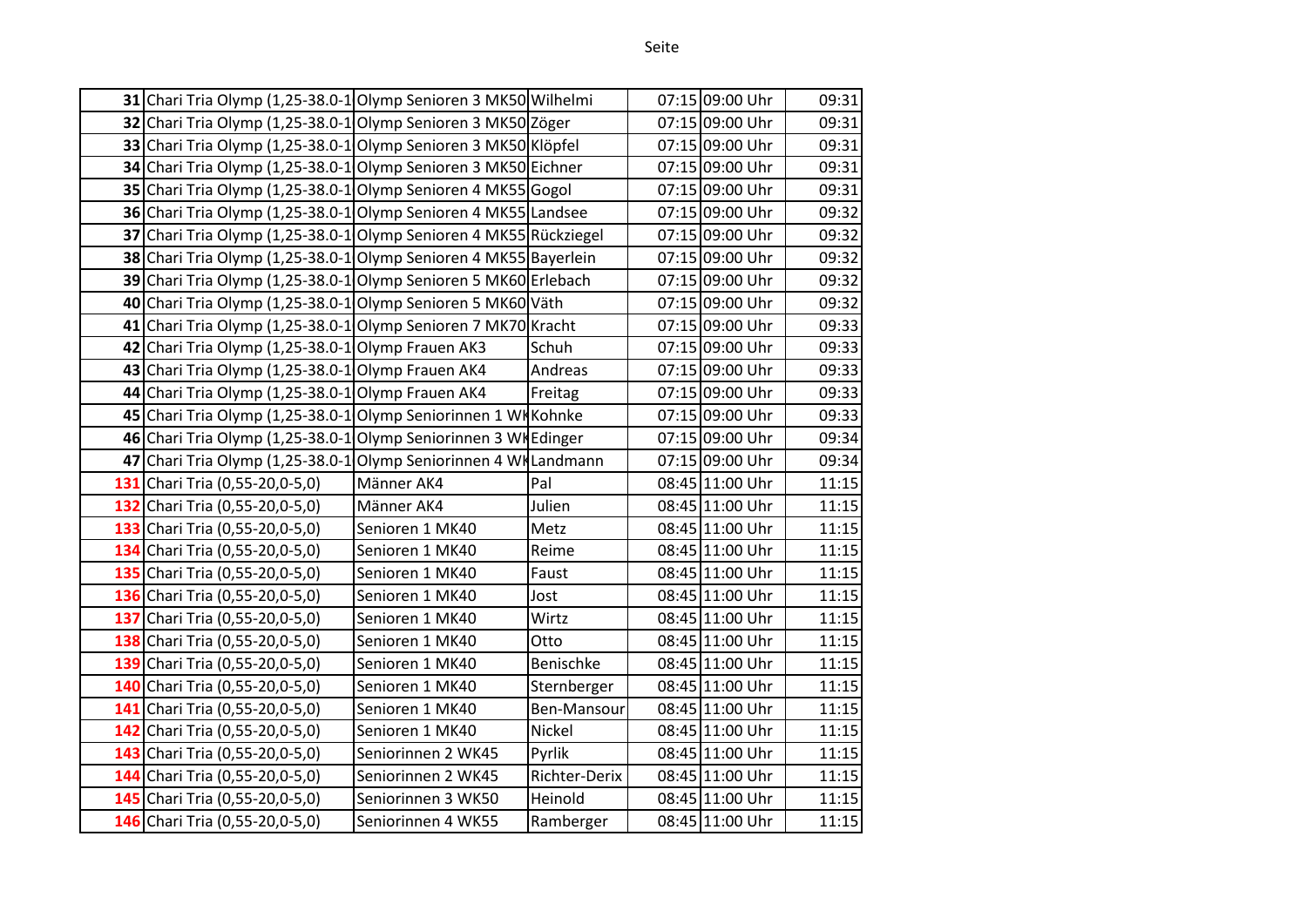| | | | | | | |
|---|---|---|---|---|---|---|
| 31 | Chari Tria Olymp (1,25-38.0-1 | Olymp Senioren 3 MK50 | Wilhelmi | 07:15 | 09:00 Uhr | 09:31 |
| 32 | Chari Tria Olymp (1,25-38.0-1 | Olymp Senioren 3 MK50 | Zöger | 07:15 | 09:00 Uhr | 09:31 |
| 33 | Chari Tria Olymp (1,25-38.0-1 | Olymp Senioren 3 MK50 | Klöpfel | 07:15 | 09:00 Uhr | 09:31 |
| 34 | Chari Tria Olymp (1,25-38.0-1 | Olymp Senioren 3 MK50 | Eichner | 07:15 | 09:00 Uhr | 09:31 |
| 35 | Chari Tria Olymp (1,25-38.0-1 | Olymp Senioren 4 MK55 | Gogol | 07:15 | 09:00 Uhr | 09:31 |
| 36 | Chari Tria Olymp (1,25-38.0-1 | Olymp Senioren 4 MK55 | Landsee | 07:15 | 09:00 Uhr | 09:32 |
| 37 | Chari Tria Olymp (1,25-38.0-1 | Olymp Senioren 4 MK55 | Rückziegel | 07:15 | 09:00 Uhr | 09:32 |
| 38 | Chari Tria Olymp (1,25-38.0-1 | Olymp Senioren 4 MK55 | Bayerlein | 07:15 | 09:00 Uhr | 09:32 |
| 39 | Chari Tria Olymp (1,25-38.0-1 | Olymp Senioren 5 MK60 | Erlebach | 07:15 | 09:00 Uhr | 09:32 |
| 40 | Chari Tria Olymp (1,25-38.0-1 | Olymp Senioren 5 MK60 | Väth | 07:15 | 09:00 Uhr | 09:32 |
| 41 | Chari Tria Olymp (1,25-38.0-1 | Olymp Senioren 7 MK70 | Kracht | 07:15 | 09:00 Uhr | 09:33 |
| 42 | Chari Tria Olymp (1,25-38.0-1 | Olymp Frauen AK3 | Schuh | 07:15 | 09:00 Uhr | 09:33 |
| 43 | Chari Tria Olymp (1,25-38.0-1 | Olymp Frauen AK4 | Andreas | 07:15 | 09:00 Uhr | 09:33 |
| 44 | Chari Tria Olymp (1,25-38.0-1 | Olymp Frauen AK4 | Freitag | 07:15 | 09:00 Uhr | 09:33 |
| 45 | Chari Tria Olymp (1,25-38.0-1 | Olymp Seniorinnen 1 WK | Kohnke | 07:15 | 09:00 Uhr | 09:33 |
| 46 | Chari Tria Olymp (1,25-38.0-1 | Olymp Seniorinnen 3 WK | Edinger | 07:15 | 09:00 Uhr | 09:34 |
| 47 | Chari Tria Olymp (1,25-38.0-1 | Olymp Seniorinnen 4 WK | Landmann | 07:15 | 09:00 Uhr | 09:34 |
| 131 | Chari Tria (0,55-20,0-5,0) | Männer AK4 | Pal | 08:45 | 11:00 Uhr | 11:15 |
| 132 | Chari Tria (0,55-20,0-5,0) | Männer AK4 | Julien | 08:45 | 11:00 Uhr | 11:15 |
| 133 | Chari Tria (0,55-20,0-5,0) | Senioren 1 MK40 | Metz | 08:45 | 11:00 Uhr | 11:15 |
| 134 | Chari Tria (0,55-20,0-5,0) | Senioren 1 MK40 | Reime | 08:45 | 11:00 Uhr | 11:15 |
| 135 | Chari Tria (0,55-20,0-5,0) | Senioren 1 MK40 | Faust | 08:45 | 11:00 Uhr | 11:15 |
| 136 | Chari Tria (0,55-20,0-5,0) | Senioren 1 MK40 | Jost | 08:45 | 11:00 Uhr | 11:15 |
| 137 | Chari Tria (0,55-20,0-5,0) | Senioren 1 MK40 | Wirtz | 08:45 | 11:00 Uhr | 11:15 |
| 138 | Chari Tria (0,55-20,0-5,0) | Senioren 1 MK40 | Otto | 08:45 | 11:00 Uhr | 11:15 |
| 139 | Chari Tria (0,55-20,0-5,0) | Senioren 1 MK40 | Benischke | 08:45 | 11:00 Uhr | 11:15 |
| 140 | Chari Tria (0,55-20,0-5,0) | Senioren 1 MK40 | Sternberger | 08:45 | 11:00 Uhr | 11:15 |
| 141 | Chari Tria (0,55-20,0-5,0) | Senioren 1 MK40 | Ben-Mansour | 08:45 | 11:00 Uhr | 11:15 |
| 142 | Chari Tria (0,55-20,0-5,0) | Senioren 1 MK40 | Nickel | 08:45 | 11:00 Uhr | 11:15 |
| 143 | Chari Tria (0,55-20,0-5,0) | Seniorinnen 2 WK45 | Pyrlik | 08:45 | 11:00 Uhr | 11:15 |
| 144 | Chari Tria (0,55-20,0-5,0) | Seniorinnen 2 WK45 | Richter-Derix | 08:45 | 11:00 Uhr | 11:15 |
| 145 | Chari Tria (0,55-20,0-5,0) | Seniorinnen 3 WK50 | Heinold | 08:45 | 11:00 Uhr | 11:15 |
| 146 | Chari Tria (0,55-20,0-5,0) | Seniorinnen 4 WK55 | Ramberger | 08:45 | 11:00 Uhr | 11:15 |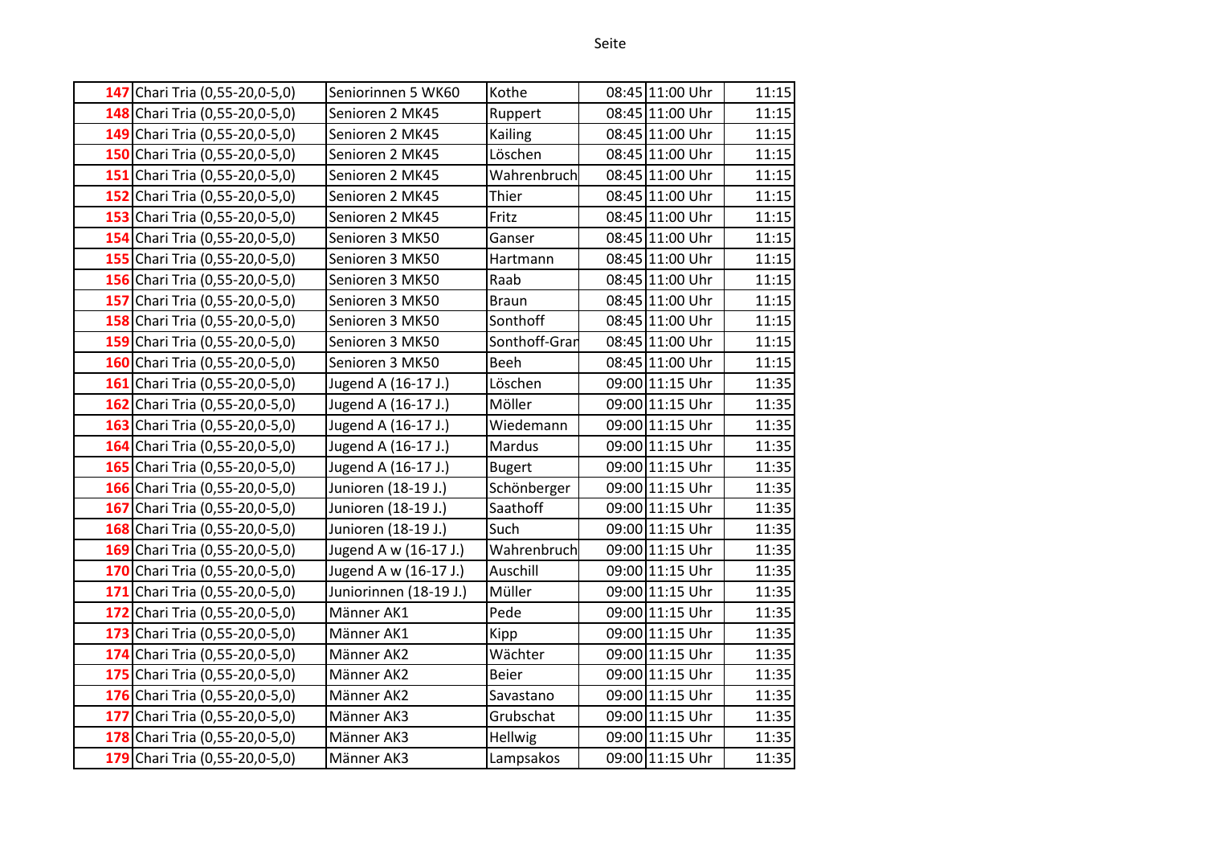| | | | | | | |
|---|---|---|---|---|---|---|
| 147 | Chari Tria (0,55-20,0-5,0) | Seniorinnen 5 WK60 | Kothe | 08:45 | 11:00 Uhr | 11:15 |
| 148 | Chari Tria (0,55-20,0-5,0) | Senioren 2 MK45 | Ruppert | 08:45 | 11:00 Uhr | 11:15 |
| 149 | Chari Tria (0,55-20,0-5,0) | Senioren 2 MK45 | Kailing | 08:45 | 11:00 Uhr | 11:15 |
| 150 | Chari Tria (0,55-20,0-5,0) | Senioren 2 MK45 | Löschen | 08:45 | 11:00 Uhr | 11:15 |
| 151 | Chari Tria (0,55-20,0-5,0) | Senioren 2 MK45 | Wahrenbruch | 08:45 | 11:00 Uhr | 11:15 |
| 152 | Chari Tria (0,55-20,0-5,0) | Senioren 2 MK45 | Thier | 08:45 | 11:00 Uhr | 11:15 |
| 153 | Chari Tria (0,55-20,0-5,0) | Senioren 2 MK45 | Fritz | 08:45 | 11:00 Uhr | 11:15 |
| 154 | Chari Tria (0,55-20,0-5,0) | Senioren 3 MK50 | Ganser | 08:45 | 11:00 Uhr | 11:15 |
| 155 | Chari Tria (0,55-20,0-5,0) | Senioren 3 MK50 | Hartmann | 08:45 | 11:00 Uhr | 11:15 |
| 156 | Chari Tria (0,55-20,0-5,0) | Senioren 3 MK50 | Raab | 08:45 | 11:00 Uhr | 11:15 |
| 157 | Chari Tria (0,55-20,0-5,0) | Senioren 3 MK50 | Braun | 08:45 | 11:00 Uhr | 11:15 |
| 158 | Chari Tria (0,55-20,0-5,0) | Senioren 3 MK50 | Sonthoff | 08:45 | 11:00 Uhr | 11:15 |
| 159 | Chari Tria (0,55-20,0-5,0) | Senioren 3 MK50 | Sonthoff-Gran | 08:45 | 11:00 Uhr | 11:15 |
| 160 | Chari Tria (0,55-20,0-5,0) | Senioren 3 MK50 | Beeh | 08:45 | 11:00 Uhr | 11:15 |
| 161 | Chari Tria (0,55-20,0-5,0) | Jugend A (16-17 J.) | Löschen | 09:00 | 11:15 Uhr | 11:35 |
| 162 | Chari Tria (0,55-20,0-5,0) | Jugend A (16-17 J.) | Möller | 09:00 | 11:15 Uhr | 11:35 |
| 163 | Chari Tria (0,55-20,0-5,0) | Jugend A (16-17 J.) | Wiedemann | 09:00 | 11:15 Uhr | 11:35 |
| 164 | Chari Tria (0,55-20,0-5,0) | Jugend A (16-17 J.) | Mardus | 09:00 | 11:15 Uhr | 11:35 |
| 165 | Chari Tria (0,55-20,0-5,0) | Jugend A (16-17 J.) | Bugert | 09:00 | 11:15 Uhr | 11:35 |
| 166 | Chari Tria (0,55-20,0-5,0) | Junioren (18-19 J.) | Schönberger | 09:00 | 11:15 Uhr | 11:35 |
| 167 | Chari Tria (0,55-20,0-5,0) | Junioren (18-19 J.) | Saathoff | 09:00 | 11:15 Uhr | 11:35 |
| 168 | Chari Tria (0,55-20,0-5,0) | Junioren (18-19 J.) | Such | 09:00 | 11:15 Uhr | 11:35 |
| 169 | Chari Tria (0,55-20,0-5,0) | Jugend A w (16-17 J.) | Wahrenbruch | 09:00 | 11:15 Uhr | 11:35 |
| 170 | Chari Tria (0,55-20,0-5,0) | Jugend A w (16-17 J.) | Auschill | 09:00 | 11:15 Uhr | 11:35 |
| 171 | Chari Tria (0,55-20,0-5,0) | Juniorinnen (18-19 J.) | Müller | 09:00 | 11:15 Uhr | 11:35 |
| 172 | Chari Tria (0,55-20,0-5,0) | Männer AK1 | Pede | 09:00 | 11:15 Uhr | 11:35 |
| 173 | Chari Tria (0,55-20,0-5,0) | Männer AK1 | Kipp | 09:00 | 11:15 Uhr | 11:35 |
| 174 | Chari Tria (0,55-20,0-5,0) | Männer AK2 | Wächter | 09:00 | 11:15 Uhr | 11:35 |
| 175 | Chari Tria (0,55-20,0-5,0) | Männer AK2 | Beier | 09:00 | 11:15 Uhr | 11:35 |
| 176 | Chari Tria (0,55-20,0-5,0) | Männer AK2 | Savastano | 09:00 | 11:15 Uhr | 11:35 |
| 177 | Chari Tria (0,55-20,0-5,0) | Männer AK3 | Grubschat | 09:00 | 11:15 Uhr | 11:35 |
| 178 | Chari Tria (0,55-20,0-5,0) | Männer AK3 | Hellwig | 09:00 | 11:15 Uhr | 11:35 |
| 179 | Chari Tria (0,55-20,0-5,0) | Männer AK3 | Lampsakos | 09:00 | 11:15 Uhr | 11:35 |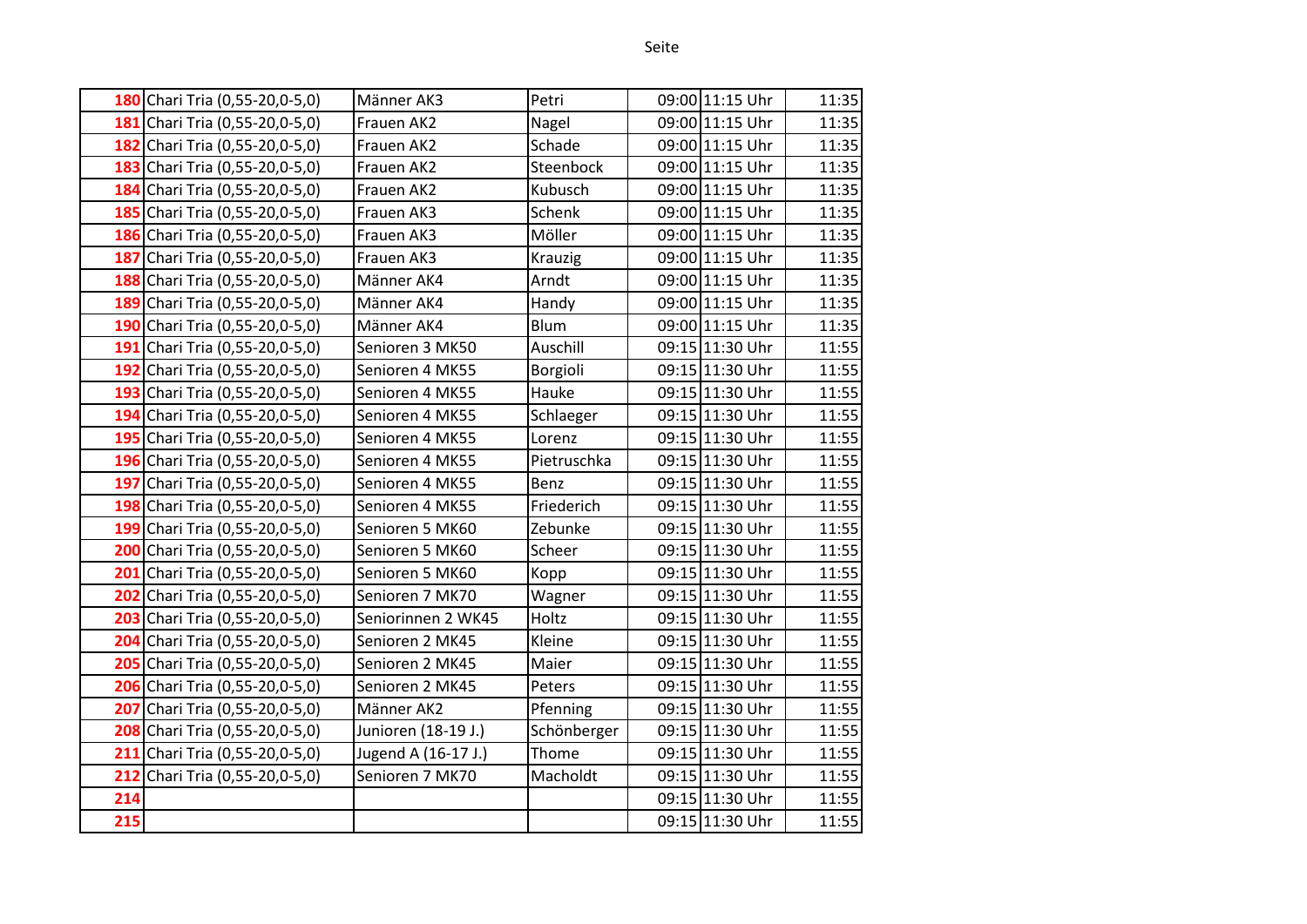| | | | | | | |
|---|---|---|---|---|---|---|
| 180 | Chari Tria (0,55-20,0-5,0) | Männer AK3 | Petri | 09:00 | 11:15 Uhr | 11:35 |
| 181 | Chari Tria (0,55-20,0-5,0) | Frauen AK2 | Nagel | 09:00 | 11:15 Uhr | 11:35 |
| 182 | Chari Tria (0,55-20,0-5,0) | Frauen AK2 | Schade | 09:00 | 11:15 Uhr | 11:35 |
| 183 | Chari Tria (0,55-20,0-5,0) | Frauen AK2 | Steenbock | 09:00 | 11:15 Uhr | 11:35 |
| 184 | Chari Tria (0,55-20,0-5,0) | Frauen AK2 | Kubusch | 09:00 | 11:15 Uhr | 11:35 |
| 185 | Chari Tria (0,55-20,0-5,0) | Frauen AK3 | Schenk | 09:00 | 11:15 Uhr | 11:35 |
| 186 | Chari Tria (0,55-20,0-5,0) | Frauen AK3 | Möller | 09:00 | 11:15 Uhr | 11:35 |
| 187 | Chari Tria (0,55-20,0-5,0) | Frauen AK3 | Krauzig | 09:00 | 11:15 Uhr | 11:35 |
| 188 | Chari Tria (0,55-20,0-5,0) | Männer AK4 | Arndt | 09:00 | 11:15 Uhr | 11:35 |
| 189 | Chari Tria (0,55-20,0-5,0) | Männer AK4 | Handy | 09:00 | 11:15 Uhr | 11:35 |
| 190 | Chari Tria (0,55-20,0-5,0) | Männer AK4 | Blum | 09:00 | 11:15 Uhr | 11:35 |
| 191 | Chari Tria (0,55-20,0-5,0) | Senioren 3 MK50 | Auschill | 09:15 | 11:30 Uhr | 11:55 |
| 192 | Chari Tria (0,55-20,0-5,0) | Senioren 4 MK55 | Borgioli | 09:15 | 11:30 Uhr | 11:55 |
| 193 | Chari Tria (0,55-20,0-5,0) | Senioren 4 MK55 | Hauke | 09:15 | 11:30 Uhr | 11:55 |
| 194 | Chari Tria (0,55-20,0-5,0) | Senioren 4 MK55 | Schlaeger | 09:15 | 11:30 Uhr | 11:55 |
| 195 | Chari Tria (0,55-20,0-5,0) | Senioren 4 MK55 | Lorenz | 09:15 | 11:30 Uhr | 11:55 |
| 196 | Chari Tria (0,55-20,0-5,0) | Senioren 4 MK55 | Pietruschka | 09:15 | 11:30 Uhr | 11:55 |
| 197 | Chari Tria (0,55-20,0-5,0) | Senioren 4 MK55 | Benz | 09:15 | 11:30 Uhr | 11:55 |
| 198 | Chari Tria (0,55-20,0-5,0) | Senioren 4 MK55 | Friederich | 09:15 | 11:30 Uhr | 11:55 |
| 199 | Chari Tria (0,55-20,0-5,0) | Senioren 5 MK60 | Zebunke | 09:15 | 11:30 Uhr | 11:55 |
| 200 | Chari Tria (0,55-20,0-5,0) | Senioren 5 MK60 | Scheer | 09:15 | 11:30 Uhr | 11:55 |
| 201 | Chari Tria (0,55-20,0-5,0) | Senioren 5 MK60 | Kopp | 09:15 | 11:30 Uhr | 11:55 |
| 202 | Chari Tria (0,55-20,0-5,0) | Senioren 7 MK70 | Wagner | 09:15 | 11:30 Uhr | 11:55 |
| 203 | Chari Tria (0,55-20,0-5,0) | Seniorinnen 2 WK45 | Holtz | 09:15 | 11:30 Uhr | 11:55 |
| 204 | Chari Tria (0,55-20,0-5,0) | Senioren 2 MK45 | Kleine | 09:15 | 11:30 Uhr | 11:55 |
| 205 | Chari Tria (0,55-20,0-5,0) | Senioren 2 MK45 | Maier | 09:15 | 11:30 Uhr | 11:55 |
| 206 | Chari Tria (0,55-20,0-5,0) | Senioren 2 MK45 | Peters | 09:15 | 11:30 Uhr | 11:55 |
| 207 | Chari Tria (0,55-20,0-5,0) | Männer AK2 | Pfenning | 09:15 | 11:30 Uhr | 11:55 |
| 208 | Chari Tria (0,55-20,0-5,0) | Junioren (18-19 J.) | Schönberger | 09:15 | 11:30 Uhr | 11:55 |
| 211 | Chari Tria (0,55-20,0-5,0) | Jugend A (16-17 J.) | Thome | 09:15 | 11:30 Uhr | 11:55 |
| 212 | Chari Tria (0,55-20,0-5,0) | Senioren 7 MK70 | Macholdt | 09:15 | 11:30 Uhr | 11:55 |
| 214 | | | | 09:15 | 11:30 Uhr | 11:55 |
| 215 | | | | 09:15 | 11:30 Uhr | 11:55 |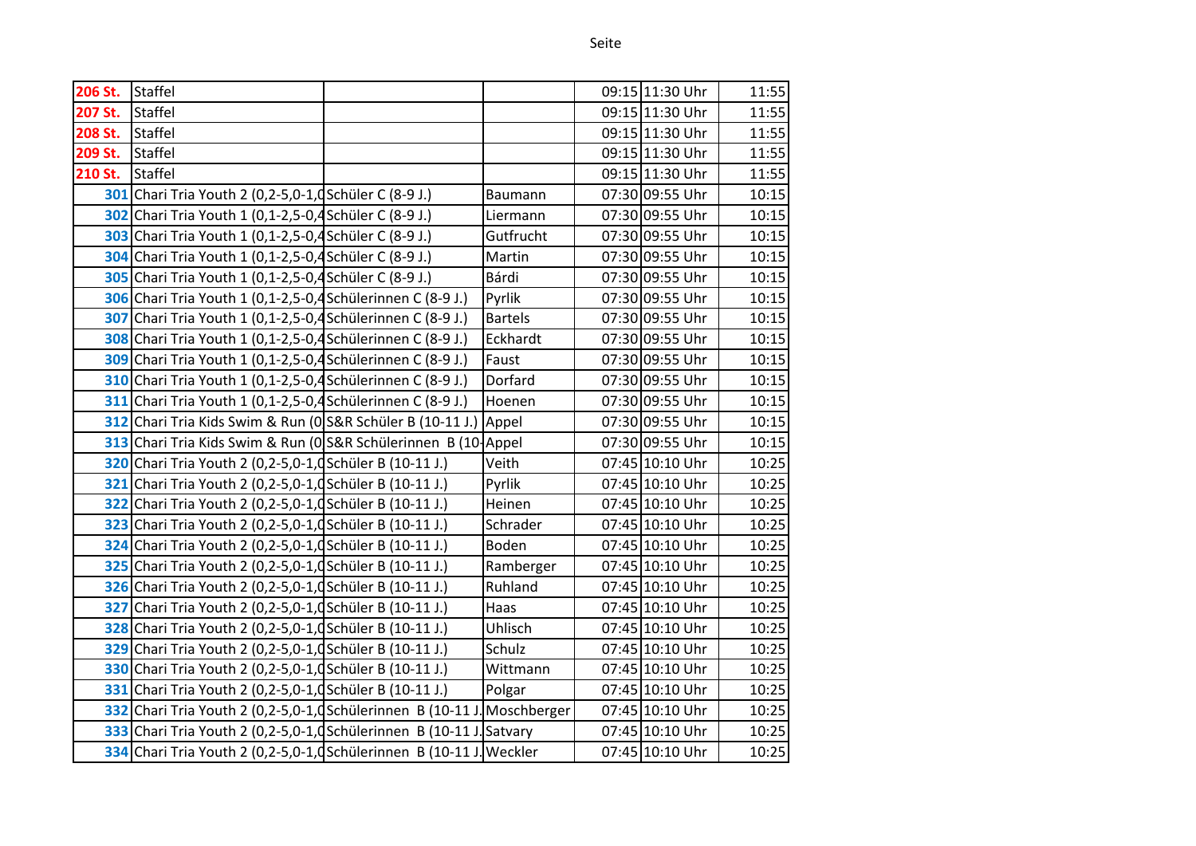| | | | | | | |
|---|---|---|---|---|---|---|
| 206 St. | Staffel | | | 09:15 | 11:30 Uhr | 11:55 |
| 207 St. | Staffel | | | 09:15 | 11:30 Uhr | 11:55 |
| 208 St. | Staffel | | | 09:15 | 11:30 Uhr | 11:55 |
| 209 St. | Staffel | | | 09:15 | 11:30 Uhr | 11:55 |
| 210 St. | Staffel | | | 09:15 | 11:30 Uhr | 11:55 |
| 301 | Chari Tria Youth 2 (0,2-5,0-1,0 | Schüler C (8-9 J.) | Baumann | 07:30 | 09:55 Uhr | 10:15 |
| 302 | Chari Tria Youth 1 (0,1-2,5-0,4 | Schüler C (8-9 J.) | Liermann | 07:30 | 09:55 Uhr | 10:15 |
| 303 | Chari Tria Youth 1 (0,1-2,5-0,4 | Schüler C (8-9 J.) | Gutfrucht | 07:30 | 09:55 Uhr | 10:15 |
| 304 | Chari Tria Youth 1 (0,1-2,5-0,4 | Schüler C (8-9 J.) | Martin | 07:30 | 09:55 Uhr | 10:15 |
| 305 | Chari Tria Youth 1 (0,1-2,5-0,4 | Schüler C (8-9 J.) | Bárdi | 07:30 | 09:55 Uhr | 10:15 |
| 306 | Chari Tria Youth 1 (0,1-2,5-0,4 | Schülerinnen C (8-9 J.) | Pyrlik | 07:30 | 09:55 Uhr | 10:15 |
| 307 | Chari Tria Youth 1 (0,1-2,5-0,4 | Schülerinnen C (8-9 J.) | Bartels | 07:30 | 09:55 Uhr | 10:15 |
| 308 | Chari Tria Youth 1 (0,1-2,5-0,4 | Schülerinnen C (8-9 J.) | Eckhardt | 07:30 | 09:55 Uhr | 10:15 |
| 309 | Chari Tria Youth 1 (0,1-2,5-0,4 | Schülerinnen C (8-9 J.) | Faust | 07:30 | 09:55 Uhr | 10:15 |
| 310 | Chari Tria Youth 1 (0,1-2,5-0,4 | Schülerinnen C (8-9 J.) | Dorfard | 07:30 | 09:55 Uhr | 10:15 |
| 311 | Chari Tria Youth 1 (0,1-2,5-0,4 | Schülerinnen C (8-9 J.) | Hoenen | 07:30 | 09:55 Uhr | 10:15 |
| 312 | Chari Tria Kids Swim & Run (0 | S&R Schüler B (10-11 J.) | Appel | 07:30 | 09:55 Uhr | 10:15 |
| 313 | Chari Tria Kids Swim & Run (0 | S&R Schülerinnen B (10- | Appel | 07:30 | 09:55 Uhr | 10:15 |
| 320 | Chari Tria Youth 2 (0,2-5,0-1,0 | Schüler B (10-11 J.) | Veith | 07:45 | 10:10 Uhr | 10:25 |
| 321 | Chari Tria Youth 2 (0,2-5,0-1,0 | Schüler B (10-11 J.) | Pyrlik | 07:45 | 10:10 Uhr | 10:25 |
| 322 | Chari Tria Youth 2 (0,2-5,0-1,0 | Schüler B (10-11 J.) | Heinen | 07:45 | 10:10 Uhr | 10:25 |
| 323 | Chari Tria Youth 2 (0,2-5,0-1,0 | Schüler B (10-11 J.) | Schrader | 07:45 | 10:10 Uhr | 10:25 |
| 324 | Chari Tria Youth 2 (0,2-5,0-1,0 | Schüler B (10-11 J.) | Boden | 07:45 | 10:10 Uhr | 10:25 |
| 325 | Chari Tria Youth 2 (0,2-5,0-1,0 | Schüler B (10-11 J.) | Ramberger | 07:45 | 10:10 Uhr | 10:25 |
| 326 | Chari Tria Youth 2 (0,2-5,0-1,0 | Schüler B (10-11 J.) | Ruhland | 07:45 | 10:10 Uhr | 10:25 |
| 327 | Chari Tria Youth 2 (0,2-5,0-1,0 | Schüler B (10-11 J.) | Haas | 07:45 | 10:10 Uhr | 10:25 |
| 328 | Chari Tria Youth 2 (0,2-5,0-1,0 | Schüler B (10-11 J.) | Uhlisch | 07:45 | 10:10 Uhr | 10:25 |
| 329 | Chari Tria Youth 2 (0,2-5,0-1,0 | Schüler B (10-11 J.) | Schulz | 07:45 | 10:10 Uhr | 10:25 |
| 330 | Chari Tria Youth 2 (0,2-5,0-1,0 | Schüler B (10-11 J.) | Wittmann | 07:45 | 10:10 Uhr | 10:25 |
| 331 | Chari Tria Youth 2 (0,2-5,0-1,0 | Schüler B (10-11 J.) | Polgar | 07:45 | 10:10 Uhr | 10:25 |
| 332 | Chari Tria Youth 2 (0,2-5,0-1,0 | Schülerinnen B (10-11 J. | Moschberger | 07:45 | 10:10 Uhr | 10:25 |
| 333 | Chari Tria Youth 2 (0,2-5,0-1,0 | Schülerinnen B (10-11 J. | Satvary | 07:45 | 10:10 Uhr | 10:25 |
| 334 | Chari Tria Youth 2 (0,2-5,0-1,0 | Schülerinnen B (10-11 J. | Weckler | 07:45 | 10:10 Uhr | 10:25 |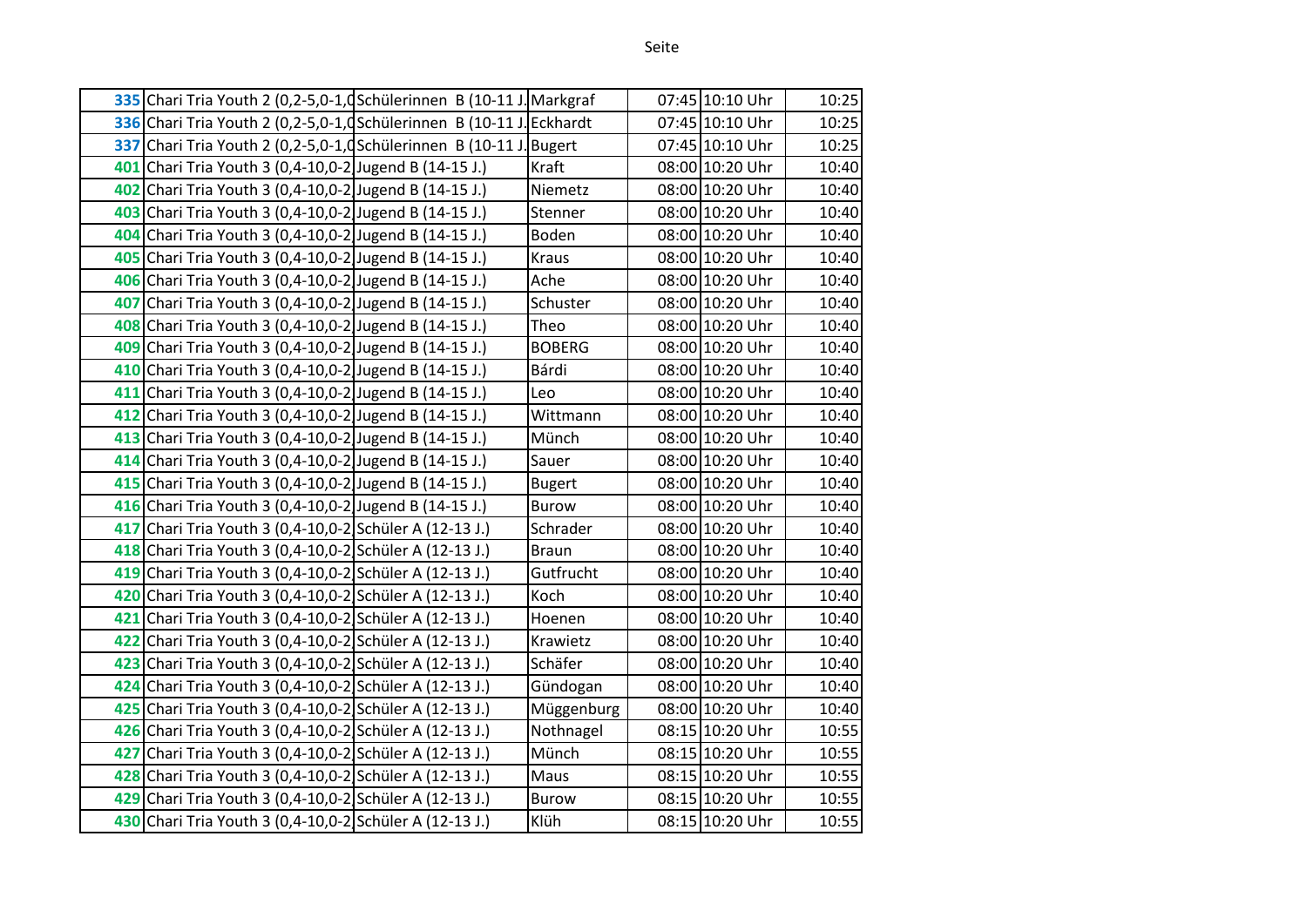| | | | | | | |
|---|---|---|---|---|---|---|
| 335 | Chari Tria Youth 2 (0,2-5,0-1,0 | Schülerinnen B (10-11 J. | Markgraf | 07:45 | 10:10 Uhr | 10:25 |
| 336 | Chari Tria Youth 2 (0,2-5,0-1,0 | Schülerinnen B (10-11 J. | Eckhardt | 07:45 | 10:10 Uhr | 10:25 |
| 337 | Chari Tria Youth 2 (0,2-5,0-1,0 | Schülerinnen B (10-11 J. | Bugert | 07:45 | 10:10 Uhr | 10:25 |
| 401 | Chari Tria Youth 3 (0,4-10,0-2 | Jugend B (14-15 J.) | Kraft | 08:00 | 10:20 Uhr | 10:40 |
| 402 | Chari Tria Youth 3 (0,4-10,0-2 | Jugend B (14-15 J.) | Niemetz | 08:00 | 10:20 Uhr | 10:40 |
| 403 | Chari Tria Youth 3 (0,4-10,0-2 | Jugend B (14-15 J.) | Stenner | 08:00 | 10:20 Uhr | 10:40 |
| 404 | Chari Tria Youth 3 (0,4-10,0-2 | Jugend B (14-15 J.) | Boden | 08:00 | 10:20 Uhr | 10:40 |
| 405 | Chari Tria Youth 3 (0,4-10,0-2 | Jugend B (14-15 J.) | Kraus | 08:00 | 10:20 Uhr | 10:40 |
| 406 | Chari Tria Youth 3 (0,4-10,0-2 | Jugend B (14-15 J.) | Ache | 08:00 | 10:20 Uhr | 10:40 |
| 407 | Chari Tria Youth 3 (0,4-10,0-2 | Jugend B (14-15 J.) | Schuster | 08:00 | 10:20 Uhr | 10:40 |
| 408 | Chari Tria Youth 3 (0,4-10,0-2 | Jugend B (14-15 J.) | Theo | 08:00 | 10:20 Uhr | 10:40 |
| 409 | Chari Tria Youth 3 (0,4-10,0-2 | Jugend B (14-15 J.) | BOBERG | 08:00 | 10:20 Uhr | 10:40 |
| 410 | Chari Tria Youth 3 (0,4-10,0-2 | Jugend B (14-15 J.) | Bárdi | 08:00 | 10:20 Uhr | 10:40 |
| 411 | Chari Tria Youth 3 (0,4-10,0-2 | Jugend B (14-15 J.) | Leo | 08:00 | 10:20 Uhr | 10:40 |
| 412 | Chari Tria Youth 3 (0,4-10,0-2 | Jugend B (14-15 J.) | Wittmann | 08:00 | 10:20 Uhr | 10:40 |
| 413 | Chari Tria Youth 3 (0,4-10,0-2 | Jugend B (14-15 J.) | Münch | 08:00 | 10:20 Uhr | 10:40 |
| 414 | Chari Tria Youth 3 (0,4-10,0-2 | Jugend B (14-15 J.) | Sauer | 08:00 | 10:20 Uhr | 10:40 |
| 415 | Chari Tria Youth 3 (0,4-10,0-2 | Jugend B (14-15 J.) | Bugert | 08:00 | 10:20 Uhr | 10:40 |
| 416 | Chari Tria Youth 3 (0,4-10,0-2 | Jugend B (14-15 J.) | Burow | 08:00 | 10:20 Uhr | 10:40 |
| 417 | Chari Tria Youth 3 (0,4-10,0-2 | Schüler A (12-13 J.) | Schrader | 08:00 | 10:20 Uhr | 10:40 |
| 418 | Chari Tria Youth 3 (0,4-10,0-2 | Schüler A (12-13 J.) | Braun | 08:00 | 10:20 Uhr | 10:40 |
| 419 | Chari Tria Youth 3 (0,4-10,0-2 | Schüler A (12-13 J.) | Gutfrucht | 08:00 | 10:20 Uhr | 10:40 |
| 420 | Chari Tria Youth 3 (0,4-10,0-2 | Schüler A (12-13 J.) | Koch | 08:00 | 10:20 Uhr | 10:40 |
| 421 | Chari Tria Youth 3 (0,4-10,0-2 | Schüler A (12-13 J.) | Hoenen | 08:00 | 10:20 Uhr | 10:40 |
| 422 | Chari Tria Youth 3 (0,4-10,0-2 | Schüler A (12-13 J.) | Krawietz | 08:00 | 10:20 Uhr | 10:40 |
| 423 | Chari Tria Youth 3 (0,4-10,0-2 | Schüler A (12-13 J.) | Schäfer | 08:00 | 10:20 Uhr | 10:40 |
| 424 | Chari Tria Youth 3 (0,4-10,0-2 | Schüler A (12-13 J.) | Gündogan | 08:00 | 10:20 Uhr | 10:40 |
| 425 | Chari Tria Youth 3 (0,4-10,0-2 | Schüler A (12-13 J.) | Müggenburg | 08:00 | 10:20 Uhr | 10:40 |
| 426 | Chari Tria Youth 3 (0,4-10,0-2 | Schüler A (12-13 J.) | Nothnagel | 08:15 | 10:20 Uhr | 10:55 |
| 427 | Chari Tria Youth 3 (0,4-10,0-2 | Schüler A (12-13 J.) | Münch | 08:15 | 10:20 Uhr | 10:55 |
| 428 | Chari Tria Youth 3 (0,4-10,0-2 | Schüler A (12-13 J.) | Maus | 08:15 | 10:20 Uhr | 10:55 |
| 429 | Chari Tria Youth 3 (0,4-10,0-2 | Schüler A (12-13 J.) | Burow | 08:15 | 10:20 Uhr | 10:55 |
| 430 | Chari Tria Youth 3 (0,4-10,0-2 | Schüler A (12-13 J.) | Klüh | 08:15 | 10:20 Uhr | 10:55 |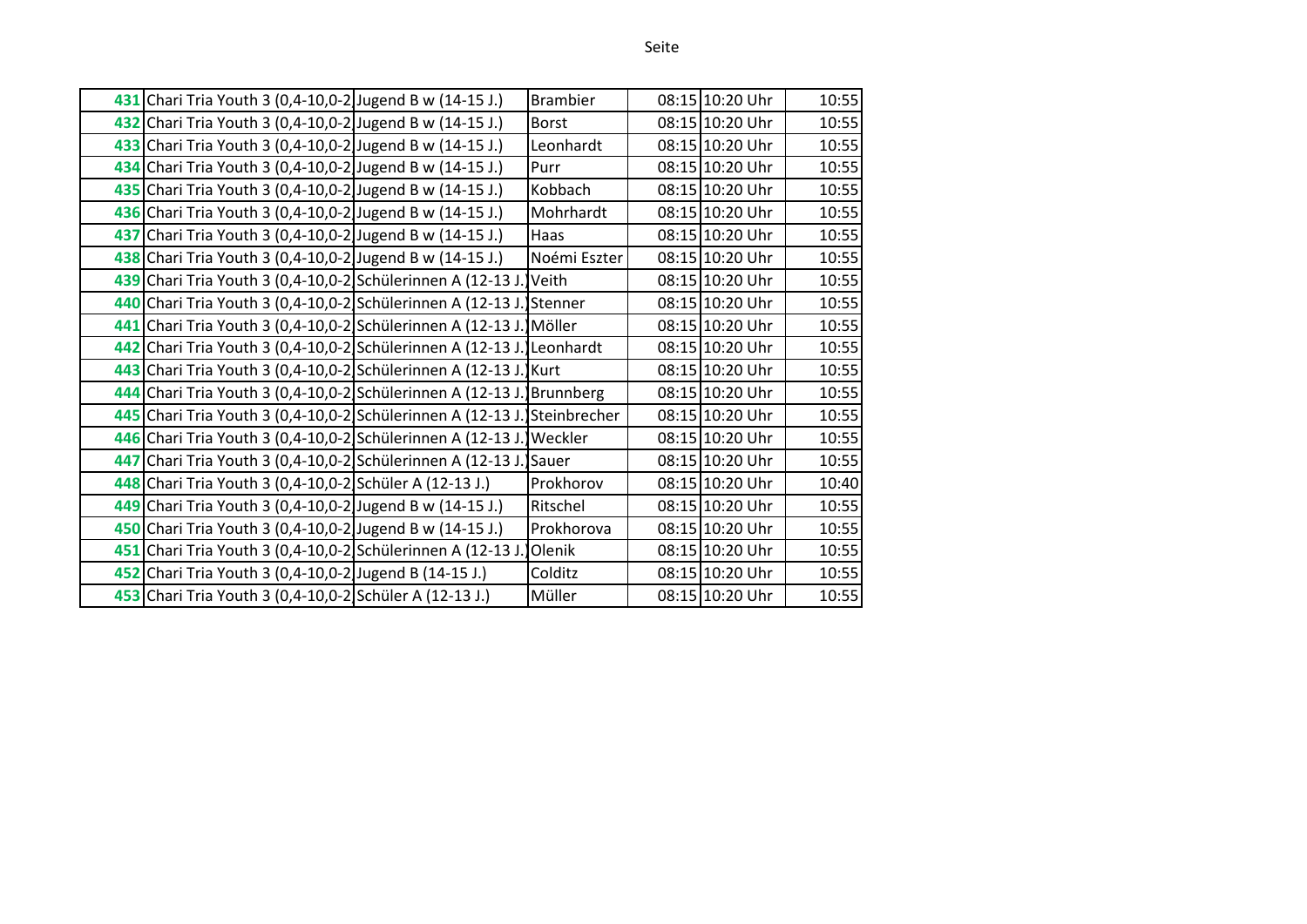| | | | | | | |
|---|---|---|---|---|---|---|
| 431 | Chari Tria Youth 3 (0,4-10,0-2 | Jugend B w (14-15 J.) | Brambier | 08:15 | 10:20 Uhr | 10:55 |
| 432 | Chari Tria Youth 3 (0,4-10,0-2 | Jugend B w (14-15 J.) | Borst | 08:15 | 10:20 Uhr | 10:55 |
| 433 | Chari Tria Youth 3 (0,4-10,0-2 | Jugend B w (14-15 J.) | Leonhardt | 08:15 | 10:20 Uhr | 10:55 |
| 434 | Chari Tria Youth 3 (0,4-10,0-2 | Jugend B w (14-15 J.) | Purr | 08:15 | 10:20 Uhr | 10:55 |
| 435 | Chari Tria Youth 3 (0,4-10,0-2 | Jugend B w (14-15 J.) | Kobbach | 08:15 | 10:20 Uhr | 10:55 |
| 436 | Chari Tria Youth 3 (0,4-10,0-2 | Jugend B w (14-15 J.) | Mohrhardt | 08:15 | 10:20 Uhr | 10:55 |
| 437 | Chari Tria Youth 3 (0,4-10,0-2 | Jugend B w (14-15 J.) | Haas | 08:15 | 10:20 Uhr | 10:55 |
| 438 | Chari Tria Youth 3 (0,4-10,0-2 | Jugend B w (14-15 J.) | Noémi Eszter | 08:15 | 10:20 Uhr | 10:55 |
| 439 | Chari Tria Youth 3 (0,4-10,0-2 | Schülerinnen A (12-13 J.) | Veith | 08:15 | 10:20 Uhr | 10:55 |
| 440 | Chari Tria Youth 3 (0,4-10,0-2 | Schülerinnen A (12-13 J.) | Stenner | 08:15 | 10:20 Uhr | 10:55 |
| 441 | Chari Tria Youth 3 (0,4-10,0-2 | Schülerinnen A (12-13 J.) | Möller | 08:15 | 10:20 Uhr | 10:55 |
| 442 | Chari Tria Youth 3 (0,4-10,0-2 | Schülerinnen A (12-13 J.) | Leonhardt | 08:15 | 10:20 Uhr | 10:55 |
| 443 | Chari Tria Youth 3 (0,4-10,0-2 | Schülerinnen A (12-13 J.) | Kurt | 08:15 | 10:20 Uhr | 10:55 |
| 444 | Chari Tria Youth 3 (0,4-10,0-2 | Schülerinnen A (12-13 J.) | Brunnberg | 08:15 | 10:20 Uhr | 10:55 |
| 445 | Chari Tria Youth 3 (0,4-10,0-2 | Schülerinnen A (12-13 J.) | Steinbrecher | 08:15 | 10:20 Uhr | 10:55 |
| 446 | Chari Tria Youth 3 (0,4-10,0-2 | Schülerinnen A (12-13 J.) | Weckler | 08:15 | 10:20 Uhr | 10:55 |
| 447 | Chari Tria Youth 3 (0,4-10,0-2 | Schülerinnen A (12-13 J.) | Sauer | 08:15 | 10:20 Uhr | 10:55 |
| 448 | Chari Tria Youth 3 (0,4-10,0-2 | Schüler A (12-13 J.) | Prokhorov | 08:15 | 10:20 Uhr | 10:40 |
| 449 | Chari Tria Youth 3 (0,4-10,0-2 | Jugend B w (14-15 J.) | Ritschel | 08:15 | 10:20 Uhr | 10:55 |
| 450 | Chari Tria Youth 3 (0,4-10,0-2 | Jugend B w (14-15 J.) | Prokhorova | 08:15 | 10:20 Uhr | 10:55 |
| 451 | Chari Tria Youth 3 (0,4-10,0-2 | Schülerinnen A (12-13 J.) | Olenik | 08:15 | 10:20 Uhr | 10:55 |
| 452 | Chari Tria Youth 3 (0,4-10,0-2 | Jugend B (14-15 J.) | Colditz | 08:15 | 10:20 Uhr | 10:55 |
| 453 | Chari Tria Youth 3 (0,4-10,0-2 | Schüler A (12-13 J.) | Müller | 08:15 | 10:20 Uhr | 10:55 |